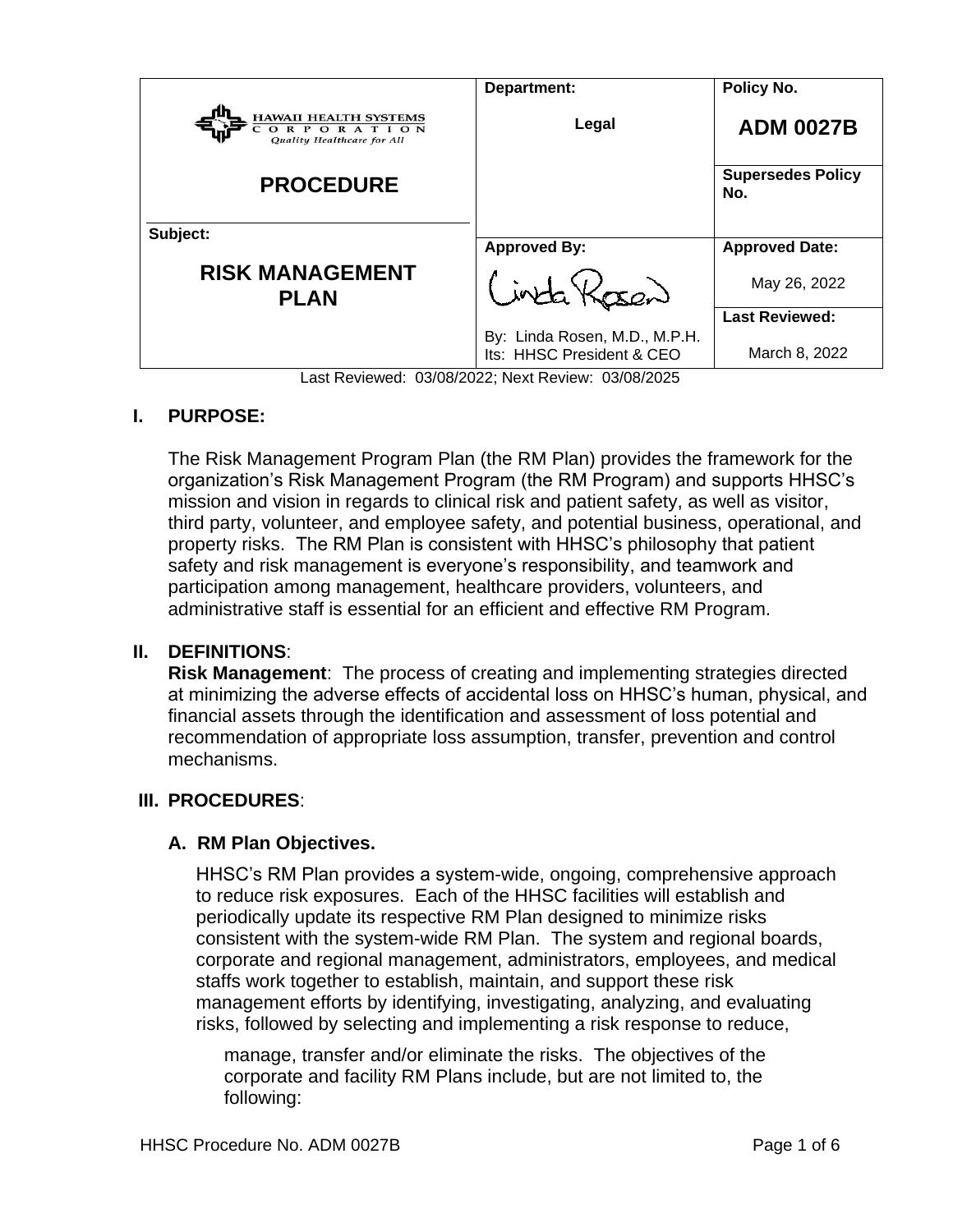| HAWAII HEALTH SYSTEMS CORPORATION *Quality Healthcare for All* | Department: | Policy No. |
|---|---|---|
| **PROCEDURE** | **Legal** | **ADM 0027B** |
| | | **Supersedes Policy No.** |
| **Subject:** | **Approved By:** | **Approved Date:** |
| **RISK MANAGEMENT PLAN** | Linda Rosen | May 26, 2022 |
| | By: Linda Rosen, M.D., M.P.H. Its: HHSC President & CEO | **Last Reviewed:** March 8, 2022 |

Last Reviewed: 03/08/2022; Next Review: 03/08/2025

## I. PURPOSE:

The Risk Management Program Plan (the RM Plan) provides the framework for the organization's Risk Management Program (the RM Program) and supports HHSC's mission and vision in regards to clinical risk and patient safety, as well as visitor, third party, volunteer, and employee safety, and potential business, operational, and property risks. The RM Plan is consistent with HHSC's philosophy that patient safety and risk management is everyone's responsibility, and teamwork and participation among management, healthcare providers, volunteers, and administrative staff is essential for an efficient and effective RM Program.

## II. DEFINITIONS:

**Risk Management**: The process of creating and implementing strategies directed at minimizing the adverse effects of accidental loss on HHSC's human, physical, and financial assets through the identification and assessment of loss potential and recommendation of appropriate loss assumption, transfer, prevention and control mechanisms.

## III. PROCEDURES:

### A. RM Plan Objectives.

HHSC's RM Plan provides a system-wide, ongoing, comprehensive approach to reduce risk exposures. Each of the HHSC facilities will establish and periodically update its respective RM Plan designed to minimize risks consistent with the system-wide RM Plan. The system and regional boards, corporate and regional management, administrators, employees, and medical staffs work together to establish, maintain, and support these risk management efforts by identifying, investigating, analyzing, and evaluating risks, followed by selecting and implementing a risk response to reduce, manage, transfer and/or eliminate the risks. The objectives of the corporate and facility RM Plans include, but are not limited to, the following: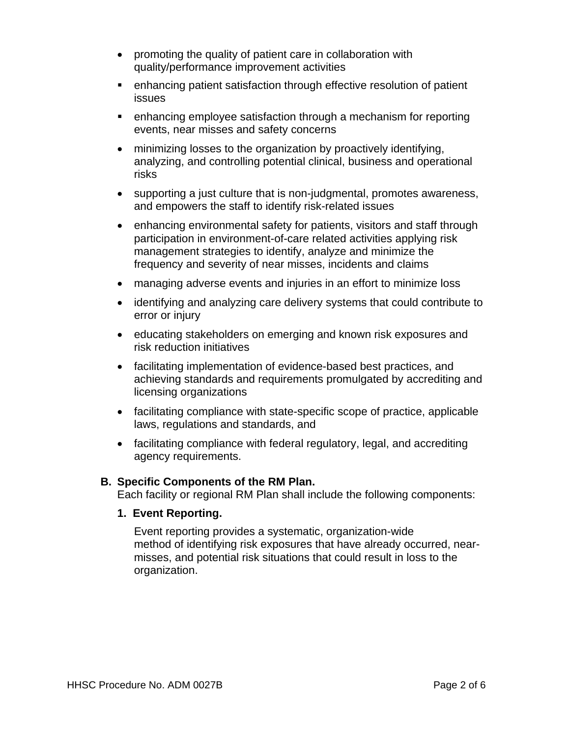- promoting the quality of patient care in collaboration with quality/performance improvement activities
- enhancing patient satisfaction through effective resolution of patient issues
- enhancing employee satisfaction through a mechanism for reporting events, near misses and safety concerns
- minimizing losses to the organization by proactively identifying, analyzing, and controlling potential clinical, business and operational risks
- supporting a just culture that is non-judgmental, promotes awareness, and empowers the staff to identify risk-related issues
- enhancing environmental safety for patients, visitors and staff through participation in environment-of-care related activities applying risk management strategies to identify, analyze and minimize the frequency and severity of near misses, incidents and claims
- managing adverse events and injuries in an effort to minimize loss
- identifying and analyzing care delivery systems that could contribute to error or injury
- educating stakeholders on emerging and known risk exposures and risk reduction initiatives
- facilitating implementation of evidence-based best practices, and achieving standards and requirements promulgated by accrediting and licensing organizations
- facilitating compliance with state-specific scope of practice, applicable laws, regulations and standards, and
- facilitating compliance with federal regulatory, legal, and accrediting agency requirements.

**B. Specific Components of the RM Plan.**

Each facility or regional RM Plan shall include the following components:

**1. Event Reporting.**

Event reporting provides a systematic, organization-wide method of identifying risk exposures that have already occurred, near-misses, and potential risk situations that could result in loss to the organization.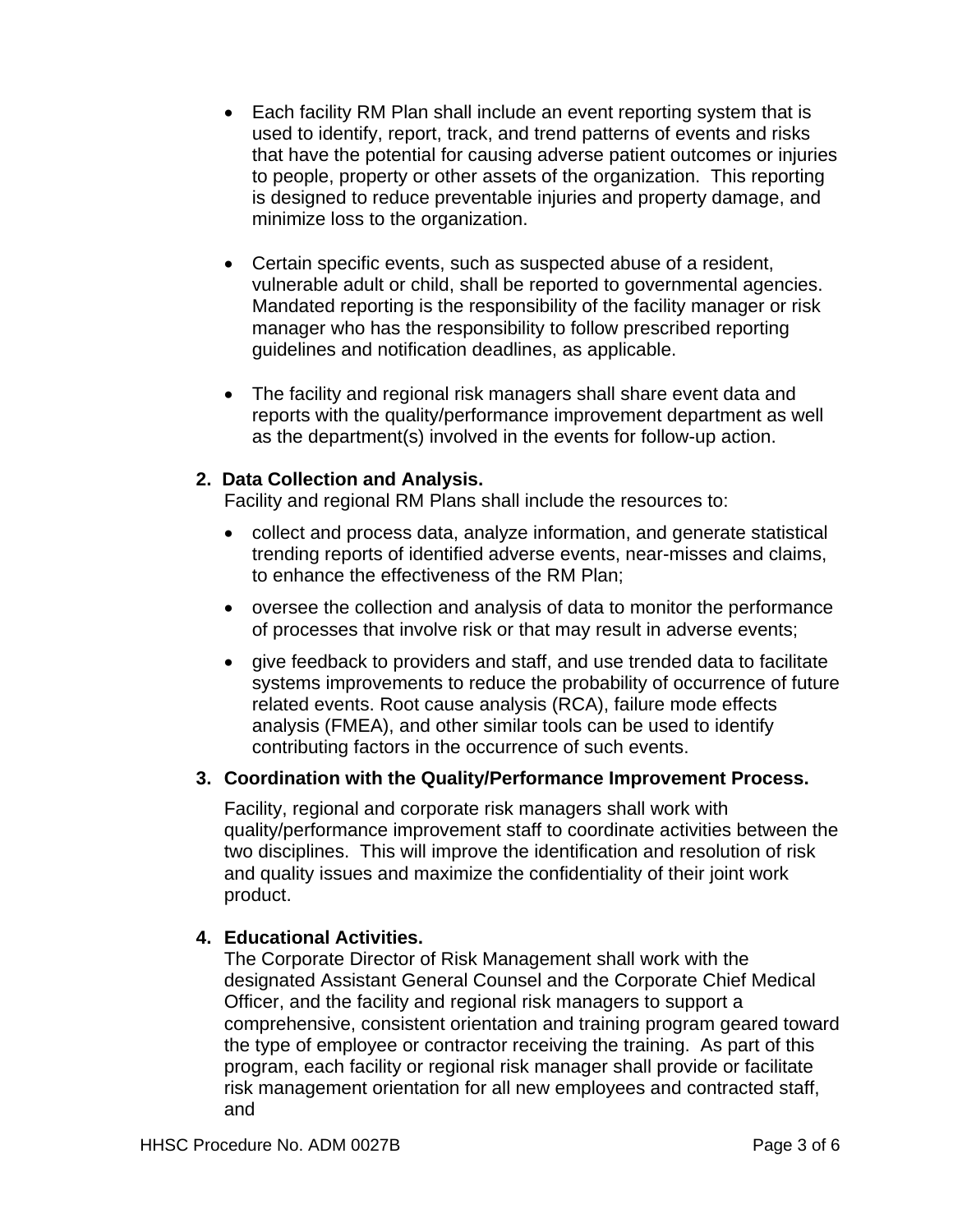- Each facility RM Plan shall include an event reporting system that is used to identify, report, track, and trend patterns of events and risks that have the potential for causing adverse patient outcomes or injuries to people, property or other assets of the organization. This reporting is designed to reduce preventable injuries and property damage, and minimize loss to the organization.

- Certain specific events, such as suspected abuse of a resident, vulnerable adult or child, shall be reported to governmental agencies. Mandated reporting is the responsibility of the facility manager or risk manager who has the responsibility to follow prescribed reporting guidelines and notification deadlines, as applicable.

- The facility and regional risk managers shall share event data and reports with the quality/performance improvement department as well as the department(s) involved in the events for follow-up action.

2. **Data Collection and Analysis.**
   Facility and regional RM Plans shall include the resources to:

   - collect and process data, analyze information, and generate statistical trending reports of identified adverse events, near-misses and claims, to enhance the effectiveness of the RM Plan;
   - oversee the collection and analysis of data to monitor the performance of processes that involve risk or that may result in adverse events;
   - give feedback to providers and staff, and use trended data to facilitate systems improvements to reduce the probability of occurrence of future related events. Root cause analysis (RCA), failure mode effects analysis (FMEA), and other similar tools can be used to identify contributing factors in the occurrence of such events.

3. **Coordination with the Quality/Performance Improvement Process.**

   Facility, regional and corporate risk managers shall work with quality/performance improvement staff to coordinate activities between the two disciplines. This will improve the identification and resolution of risk and quality issues and maximize the confidentiality of their joint work product.

4. **Educational Activities.**
   The Corporate Director of Risk Management shall work with the designated Assistant General Counsel and the Corporate Chief Medical Officer, and the facility and regional risk managers to support a comprehensive, consistent orientation and training program geared toward the type of employee or contractor receiving the training. As part of this program, each facility or regional risk manager shall provide or facilitate risk management orientation for all new employees and contracted staff, and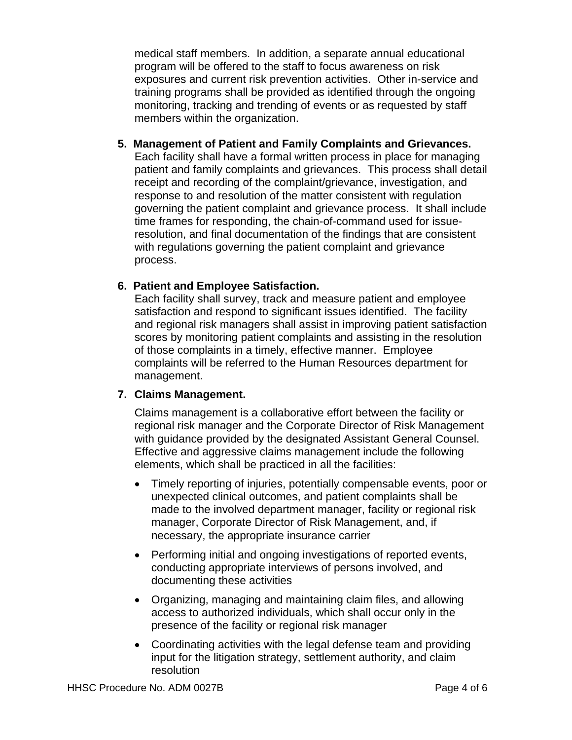medical staff members. In addition, a separate annual educational program will be offered to the staff to focus awareness on risk exposures and current risk prevention activities. Other in-service and training programs shall be provided as identified through the ongoing monitoring, tracking and trending of events or as requested by staff members within the organization.

**5. Management of Patient and Family Complaints and Grievances.**

Each facility shall have a formal written process in place for managing patient and family complaints and grievances. This process shall detail receipt and recording of the complaint/grievance, investigation, and response to and resolution of the matter consistent with regulation governing the patient complaint and grievance process. It shall include time frames for responding, the chain-of-command used for issue-resolution, and final documentation of the findings that are consistent with regulations governing the patient complaint and grievance process.

**6. Patient and Employee Satisfaction.**

Each facility shall survey, track and measure patient and employee satisfaction and respond to significant issues identified. The facility and regional risk managers shall assist in improving patient satisfaction scores by monitoring patient complaints and assisting in the resolution of those complaints in a timely, effective manner. Employee complaints will be referred to the Human Resources department for management.

**7. Claims Management.**

Claims management is a collaborative effort between the facility or regional risk manager and the Corporate Director of Risk Management with guidance provided by the designated Assistant General Counsel. Effective and aggressive claims management include the following elements, which shall be practiced in all the facilities:

- Timely reporting of injuries, potentially compensable events, poor or unexpected clinical outcomes, and patient complaints shall be made to the involved department manager, facility or regional risk manager, Corporate Director of Risk Management, and, if necessary, the appropriate insurance carrier
- Performing initial and ongoing investigations of reported events, conducting appropriate interviews of persons involved, and documenting these activities
- Organizing, managing and maintaining claim files, and allowing access to authorized individuals, which shall occur only in the presence of the facility or regional risk manager
- Coordinating activities with the legal defense team and providing input for the litigation strategy, settlement authority, and claim resolution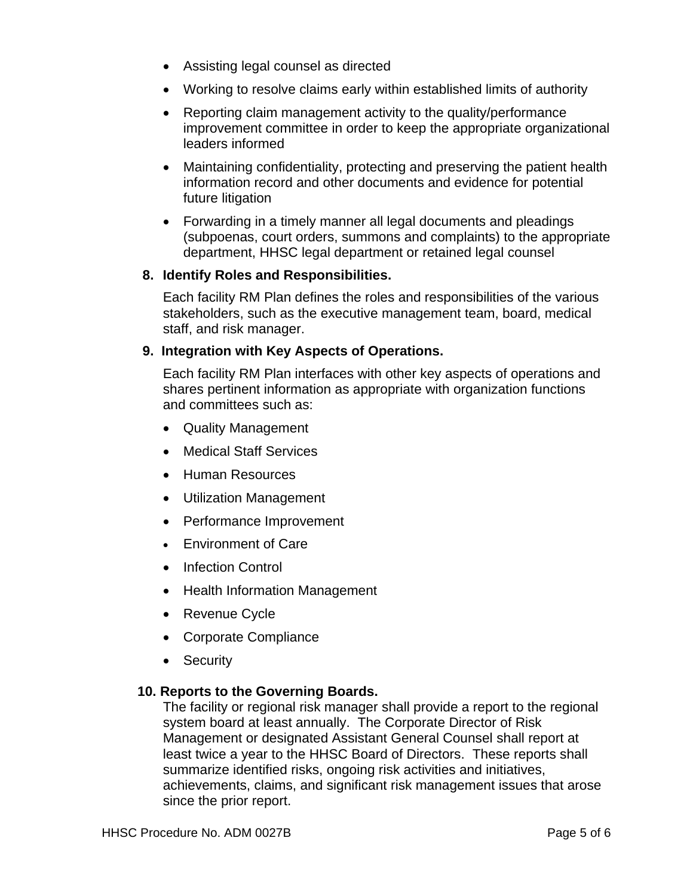- Assisting legal counsel as directed
- Working to resolve claims early within established limits of authority
- Reporting claim management activity to the quality/performance improvement committee in order to keep the appropriate organizational leaders informed
- Maintaining confidentiality, protecting and preserving the patient health information record and other documents and evidence for potential future litigation
- Forwarding in a timely manner all legal documents and pleadings (subpoenas, court orders, summons and complaints) to the appropriate department, HHSC legal department or retained legal counsel

8. **Identify Roles and Responsibilities.**

   Each facility RM Plan defines the roles and responsibilities of the various stakeholders, such as the executive management team, board, medical staff, and risk manager.

9. **Integration with Key Aspects of Operations.**

   Each facility RM Plan interfaces with other key aspects of operations and shares pertinent information as appropriate with organization functions and committees such as:

   - Quality Management
   - Medical Staff Services
   - Human Resources
   - Utilization Management
   - Performance Improvement
   - Environment of Care
   - Infection Control
   - Health Information Management
   - Revenue Cycle
   - Corporate Compliance
   - Security

10. **Reports to the Governing Boards.**

    The facility or regional risk manager shall provide a report to the regional system board at least annually. The Corporate Director of Risk Management or designated Assistant General Counsel shall report at least twice a year to the HHSC Board of Directors. These reports shall summarize identified risks, ongoing risk activities and initiatives, achievements, claims, and significant risk management issues that arose since the prior report.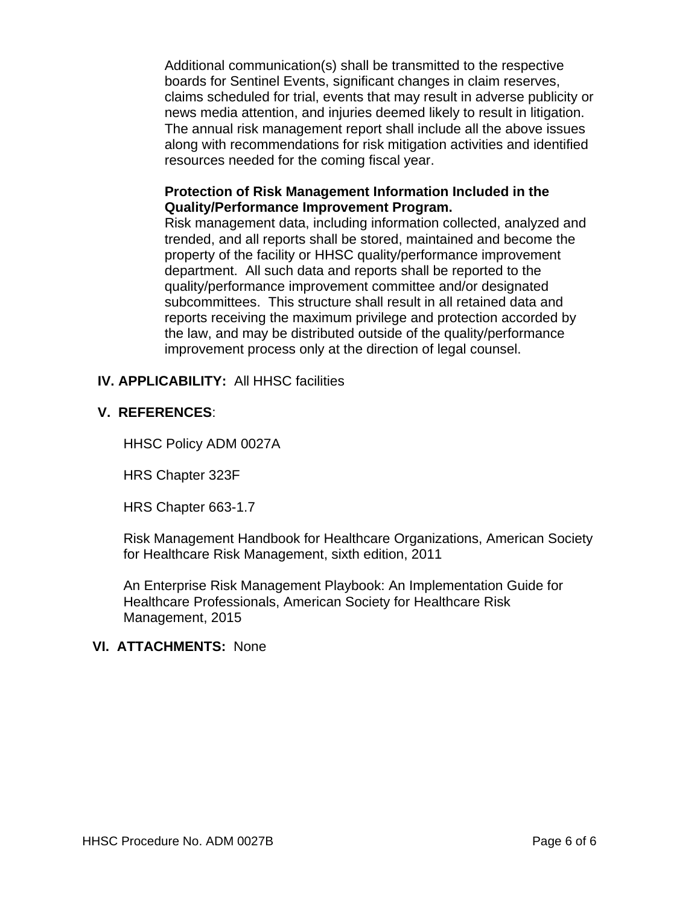Additional communication(s) shall be transmitted to the respective boards for Sentinel Events, significant changes in claim reserves, claims scheduled for trial, events that may result in adverse publicity or news media attention, and injuries deemed likely to result in litigation. The annual risk management report shall include all the above issues along with recommendations for risk mitigation activities and identified resources needed for the coming fiscal year.

**Protection of Risk Management Information Included in the Quality/Performance Improvement Program.**
Risk management data, including information collected, analyzed and trended, and all reports shall be stored, maintained and become the property of the facility or HHSC quality/performance improvement department. All such data and reports shall be reported to the quality/performance improvement committee and/or designated subcommittees. This structure shall result in all retained data and reports receiving the maximum privilege and protection accorded by the law, and may be distributed outside of the quality/performance improvement process only at the direction of legal counsel.

## IV. APPLICABILITY: All HHSC facilities

## V. REFERENCES:

HHSC Policy ADM 0027A

HRS Chapter 323F

HRS Chapter 663-1.7

Risk Management Handbook for Healthcare Organizations, American Society for Healthcare Risk Management, sixth edition, 2011

An Enterprise Risk Management Playbook: An Implementation Guide for Healthcare Professionals, American Society for Healthcare Risk Management, 2015

## VI. ATTACHMENTS: None